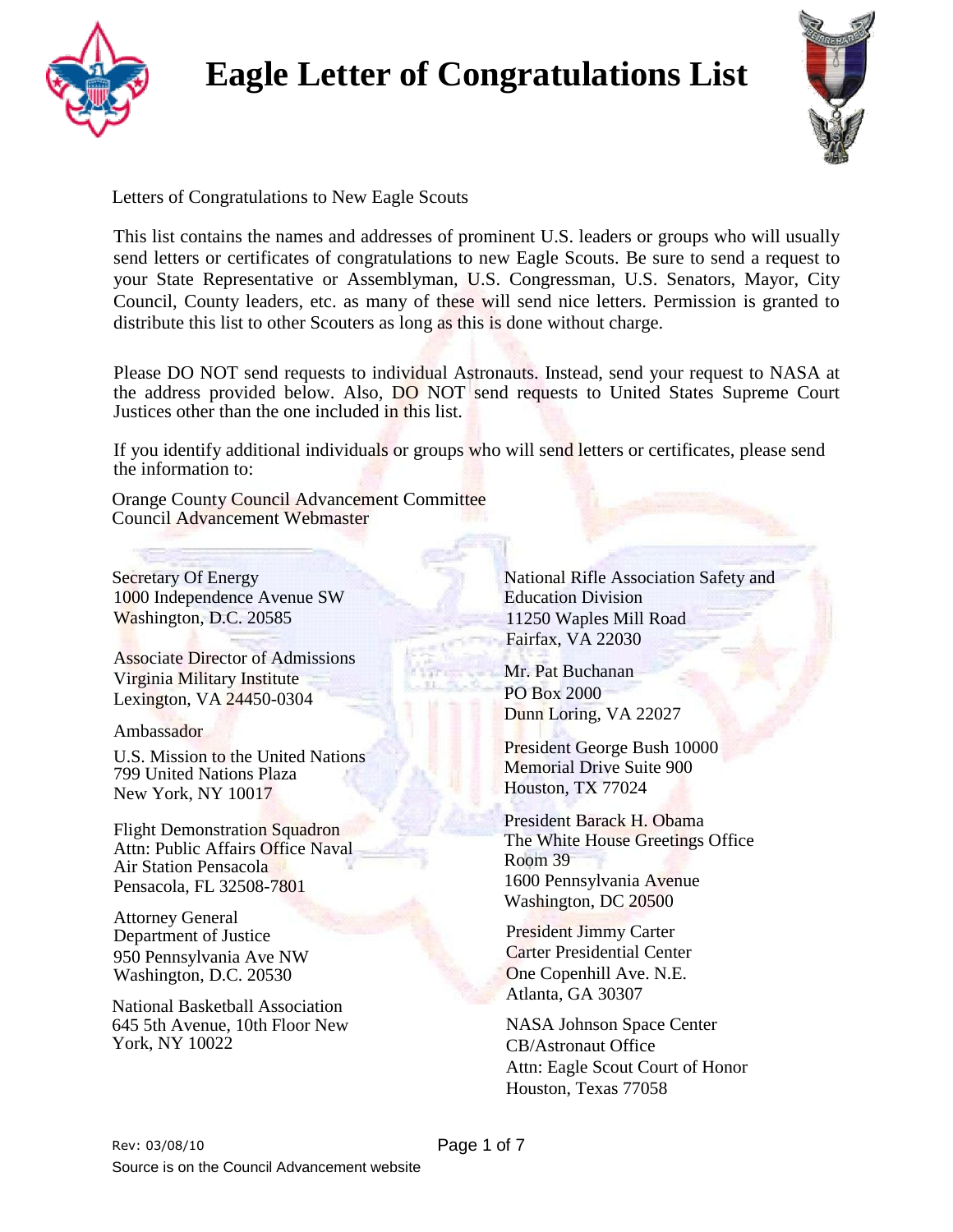# Eagle Letter of Congratulations List

Letters of Congratulations to New Eagle Scouts

This list contains the names and addresses of prominent U.S. leaders or groups who will usually send letters or certificates of congratulations to new Eagle Scouts. Be sure to send a request to your State Representative or Assemblyman, U.S. Congressman, U.S. Senators, Mayor, City Council, County leaders, etc. as many of these will send nice letters. Permission is granted to distribute this list to other Scouters as long as this is done without charge.

Please DO NOT send requests to individual Astronauts. Instead, send your request to NASA at the address provided below. Also, DO NOT send requests to United States Supreme Court Justices other than the one included in this list.

If you identify additional individuals or groups who will send letters or certificates, please send the information to:

Orange County Council Advancement Committee
Council Advancement Webmaster

Secretary Of Energy
1000 Independence Avenue SW
Washington, D.C. 20585

Associate Director of Admissions
Virginia Military Institute
Lexington, VA 24450-0304

Ambassador
U.S. Mission to the United Nations
799 United Nations Plaza
New York, NY 10017

Flight Demonstration Squadron
Attn: Public Affairs Office Naval Air Station Pensacola
Pensacola, FL 32508-7801

Attorney General
Department of Justice
950 Pennsylvania Ave NW
Washington, D.C. 20530

National Basketball Association
645 5th Avenue, 10th Floor New York, NY 10022

National Rifle Association Safety and Education Division
11250 Waples Mill Road
Fairfax, VA 22030

Mr. Pat Buchanan
PO Box 2000
Dunn Loring, VA 22027

President George Bush 10000 Memorial Drive Suite 900
Houston, TX 77024

President Barack H. Obama
The White House Greetings Office
Room 39
1600 Pennsylvania Avenue
Washington, DC 20500

President Jimmy Carter
Carter Presidential Center
One Copenhill Ave. N.E.
Atlanta, GA 30307

NASA Johnson Space Center
CB/Astronaut Office
Attn: Eagle Scout Court of Honor
Houston, Texas 77058

Rev: 03/08/10

Source is on the Council Advancement website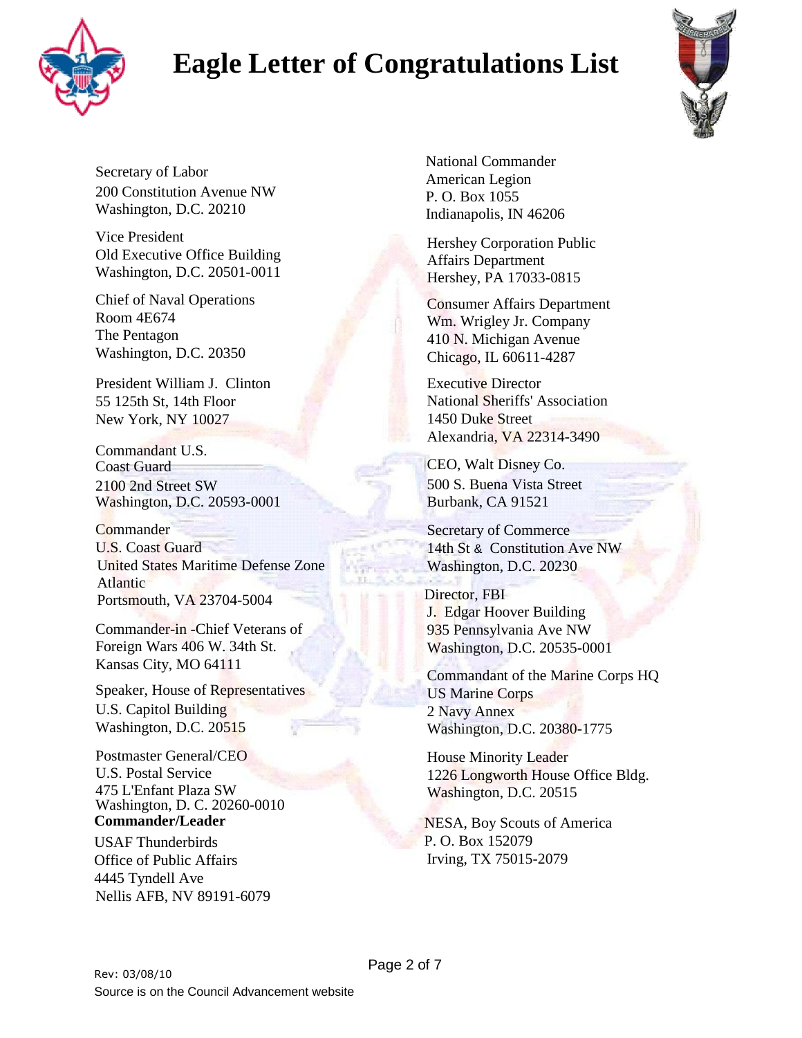# Eagle Letter of Congratulations List

Secretary of Labor
200 Constitution Avenue NW
Washington, D.C. 20210

Vice President
Old Executive Office Building
Washington, D.C. 20501-0011

Chief of Naval Operations
Room 4E674
The Pentagon
Washington, D.C. 20350

President William J. Clinton
55 125th St, 14th Floor
New York, NY 10027

Commandant U.S.
Coast Guard
2100 2nd Street SW
Washington, D.C. 20593-0001

Commander
U.S. Coast Guard
United States Maritime Defense Zone
Atlantic
Portsmouth, VA 23704-5004

Commander-in -Chief Veterans of
Foreign Wars 406 W. 34th St.
Kansas City, MO 64111

Speaker, House of Representatives
U.S. Capitol Building
Washington, D.C. 20515

Postmaster General/CEO
U.S. Postal Service
475 L'Enfant Plaza SW
Washington, D. C. 20260-0010

**Commander/Leader**
USAF Thunderbirds
Office of Public Affairs
4445 Tyndell Ave
Nellis AFB, NV 89191-6079

National Commander
American Legion
P. O. Box 1055
Indianapolis, IN 46206

Hershey Corporation Public
Affairs Department
Hershey, PA 17033-0815

Consumer Affairs Department
Wm. Wrigley Jr. Company
410 N. Michigan Avenue
Chicago, IL 60611-4287

Executive Director
National Sheriffs' Association
1450 Duke Street
Alexandria, VA 22314-3490

CEO, Walt Disney Co.
500 S. Buena Vista Street
Burbank, CA 91521

Secretary of Commerce
14th St & Constitution Ave NW
Washington, D.C. 20230

Director, FBI
J. Edgar Hoover Building
935 Pennsylvania Ave NW
Washington, D.C. 20535-0001

Commandant of the Marine Corps HQ
US Marine Corps
2 Navy Annex
Washington, D.C. 20380-1775

House Minority Leader
1226 Longworth House Office Bldg.
Washington, D.C. 20515

NESA, Boy Scouts of America
P. O. Box 152079
Irving, TX 75015-2079

Rev: 03/08/10

Source is on the Council Advancement website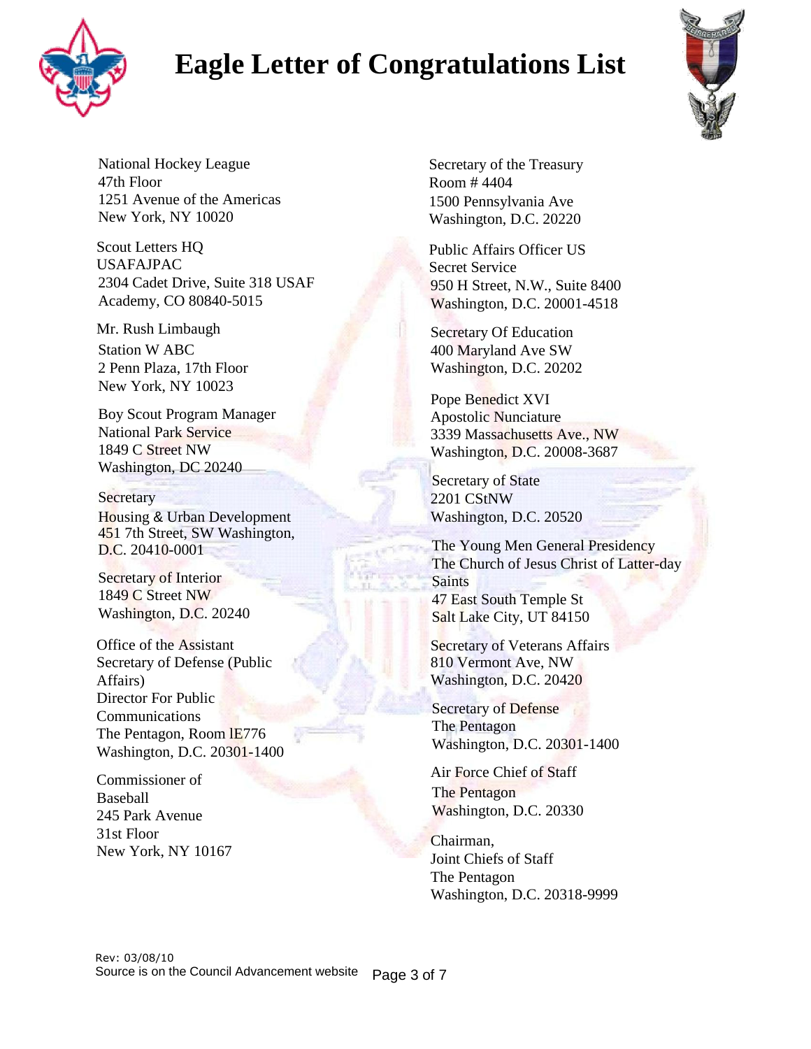# Eagle Letter of Congratulations List

National Hockey League
47th Floor
1251 Avenue of the Americas
New York, NY 10020

Scout Letters HQ
USAFAJPAC
2304 Cadet Drive, Suite 318 USAF
Academy, CO 80840-5015

Mr. Rush Limbaugh
Station W ABC
2 Penn Plaza, 17th Floor
New York, NY 10023

Boy Scout Program Manager
National Park Service
1849 C Street NW
Washington, DC 20240

Secretary
Housing & Urban Development
451 7th Street, SW Washington, D.C. 20410-0001

Secretary of Interior
1849 C Street NW
Washington, D.C. 20240

Office of the Assistant Secretary of Defense (Public Affairs)
Director For Public Communications
The Pentagon, Room lE776
Washington, D.C. 20301-1400

Commissioner of Baseball
245 Park Avenue
31st Floor
New York, NY 10167

Secretary of the Treasury
Room # 4404
1500 Pennsylvania Ave
Washington, D.C. 20220

Public Affairs Officer US Secret Service
950 H Street, N.W., Suite 8400
Washington, D.C. 20001-4518

Secretary Of Education
400 Maryland Ave SW
Washington, D.C. 20202

Pope Benedict XVI
Apostolic Nunciature
3339 Massachusetts Ave., NW
Washington, D.C. 20008-3687

Secretary of State
2201 CStNW
Washington, D.C. 20520

The Young Men General Presidency
The Church of Jesus Christ of Latter-day Saints
47 East South Temple St
Salt Lake City, UT 84150

Secretary of Veterans Affairs
810 Vermont Ave, NW
Washington, D.C. 20420

Secretary of Defense
The Pentagon
Washington, D.C. 20301-1400

Air Force Chief of Staff
The Pentagon
Washington, D.C. 20330

Chairman,
Joint Chiefs of Staff
The Pentagon
Washington, D.C. 20318-9999

Rev: 03/08/10
Source is on the Council Advancement website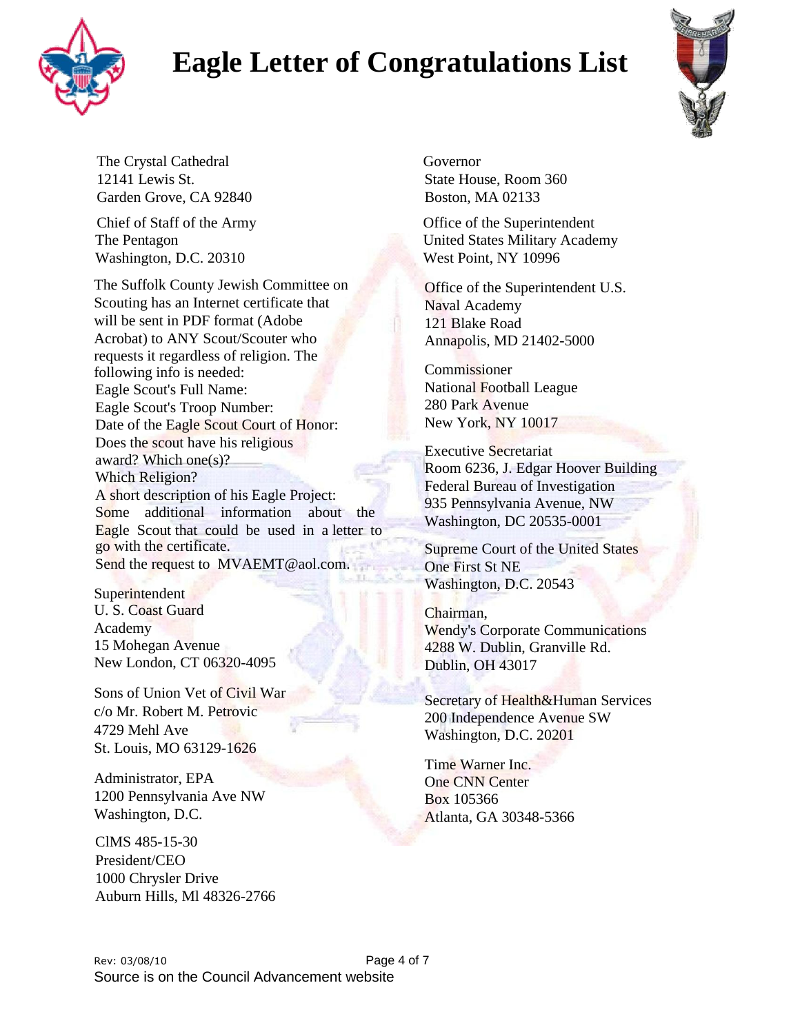# Eagle Letter of Congratulations List

The Crystal Cathedral
12141 Lewis St.
Garden Grove, CA 92840

Chief of Staff of the Army
The Pentagon
Washington, D.C. 20310

The Suffolk County Jewish Committee on Scouting has an Internet certificate that will be sent in PDF format (Adobe Acrobat) to ANY Scout/Scouter who requests it regardless of religion. The following info is needed:
Eagle Scout's Full Name:
Eagle Scout's Troop Number:
Date of the Eagle Scout Court of Honor:
Does the scout have his religious award? Which one(s)?
Which Religion?
A short description of his Eagle Project:
Some additional information about the Eagle Scout that could be used in a letter to go with the certificate.
Send the request to MVAEMT@aol.com.

Superintendent
U. S. Coast Guard Academy
15 Mohegan Avenue
New London, CT 06320-4095

Sons of Union Vet of Civil War
c/o Mr. Robert M. Petrovic
4729 Mehl Ave
St. Louis, MO 63129-1626

Administrator, EPA
1200 Pennsylvania Ave NW
Washington, D.C.

ClMS 485-15-30
President/CEO
1000 Chrysler Drive
Auburn Hills, Ml 48326-2766

Governor
State House, Room 360
Boston, MA 02133

Office of the Superintendent
United States Military Academy
West Point, NY 10996

Office of the Superintendent U.S. Naval Academy
121 Blake Road
Annapolis, MD 21402-5000

Commissioner
National Football League
280 Park Avenue
New York, NY 10017

Executive Secretariat
Room 6236, J. Edgar Hoover Building
Federal Bureau of Investigation
935 Pennsylvania Avenue, NW
Washington, DC 20535-0001

Supreme Court of the United States
One First St NE
Washington, D.C. 20543

Chairman,
Wendy's Corporate Communications
4288 W. Dublin, Granville Rd.
Dublin, OH 43017

Secretary of Health&Human Services
200 Independence Avenue SW
Washington, D.C. 20201

Time Warner Inc.
One CNN Center
Box 105366
Atlanta, GA 30348-5366

Rev: 03/08/10
Source is on the Council Advancement website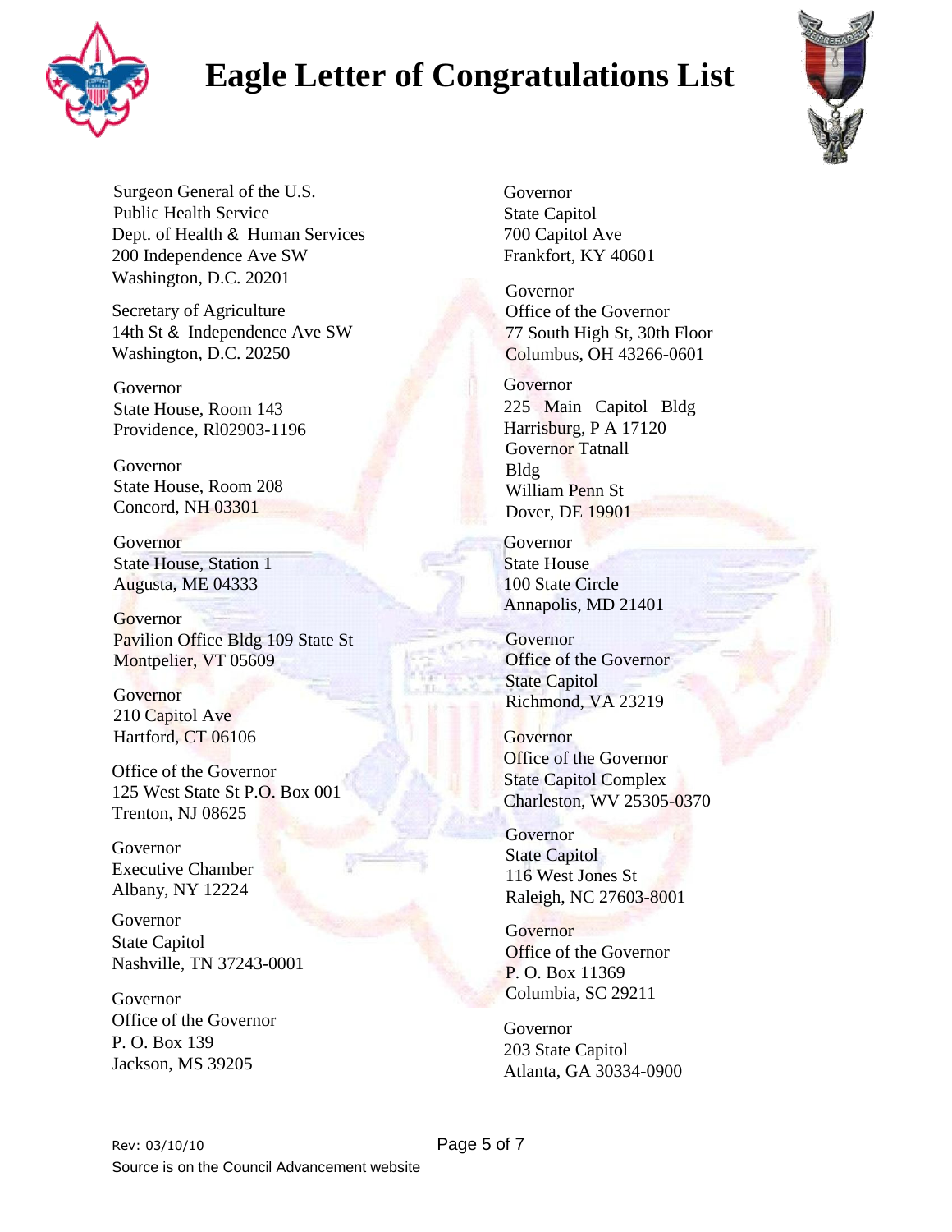# Eagle Letter of Congratulations List

Surgeon General of the U.S.
Public Health Service
Dept. of Health & Human Services
200 Independence Ave SW
Washington, D.C. 20201

Secretary of Agriculture
14th St & Independence Ave SW
Washington, D.C. 20250

Governor
State House, Room 143
Providence, RI02903-1196

Governor
State House, Room 208
Concord, NH 03301

Governor
State House, Station 1
Augusta, ME 04333

Governor
Pavilion Office Bldg 109 State St
Montpelier, VT 05609

Governor
210 Capitol Ave
Hartford, CT 06106

Office of the Governor
125 West State St P.O. Box 001
Trenton, NJ 08625

Governor
Executive Chamber
Albany, NY 12224

Governor
State Capitol
Nashville, TN 37243-0001

Governor
Office of the Governor
P. O. Box 139
Jackson, MS 39205

Governor
State Capitol
700 Capitol Ave
Frankfort, KY 40601

Governor
Office of the Governor
77 South High St, 30th Floor
Columbus, OH 43266-0601

Governor
225 Main Capitol Bldg
Harrisburg, P A 17120

Governor Tatnall
Bldg
William Penn St
Dover, DE 19901

Governor
State House
100 State Circle
Annapolis, MD 21401

Governor
Office of the Governor
State Capitol
Richmond, VA 23219

Governor
Office of the Governor
State Capitol Complex
Charleston, WV 25305-0370

Governor
State Capitol
116 West Jones St
Raleigh, NC 27603-8001

Governor
Office of the Governor
P. O. Box 11369
Columbia, SC 29211

Governor
203 State Capitol
Atlanta, GA 30334-0900

Rev: 03/10/10

Source is on the Council Advancement website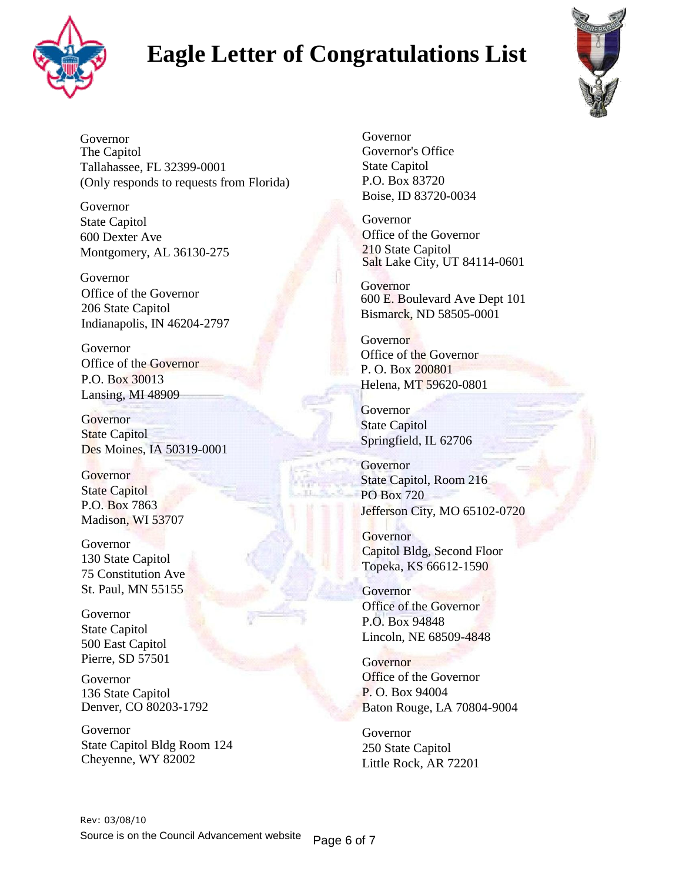# Eagle Letter of Congratulations List

Governor
The Capitol
Tallahassee, FL 32399-0001
(Only responds to requests from Florida)

Governor
State Capitol
600 Dexter Ave
Montgomery, AL 36130-275

Governor
Office of the Governor
206 State Capitol
Indianapolis, IN 46204-2797

Governor
Office of the Governor
P.O. Box 30013
Lansing, MI 48909

Governor
State Capitol
Des Moines, IA 50319-0001

Governor
State Capitol
P.O. Box 7863
Madison, WI 53707

Governor
130 State Capitol
75 Constitution Ave
St. Paul, MN 55155

Governor
State Capitol
500 East Capitol
Pierre, SD 57501

Governor
136 State Capitol
Denver, CO 80203-1792

Governor
State Capitol Bldg Room 124
Cheyenne, WY 82002

Governor
Governor's Office
State Capitol
P.O. Box 83720
Boise, ID 83720-0034

Governor
Office of the Governor
210 State Capitol
Salt Lake City, UT 84114-0601

Governor
600 E. Boulevard Ave Dept 101
Bismarck, ND 58505-0001

Governor
Office of the Governor
P. O. Box 200801
Helena, MT 59620-0801

Governor
State Capitol
Springfield, IL 62706

Governor
State Capitol, Room 216
PO Box 720
Jefferson City, MO 65102-0720

Governor
Capitol Bldg, Second Floor
Topeka, KS 66612-1590

Governor
Office of the Governor
P.O. Box 94848
Lincoln, NE 68509-4848

Governor
Office of the Governor
P. O. Box 94004
Baton Rouge, LA 70804-9004

Governor
250 State Capitol
Little Rock, AR 72201

Rev: 03/08/10
Source is on the Council Advancement website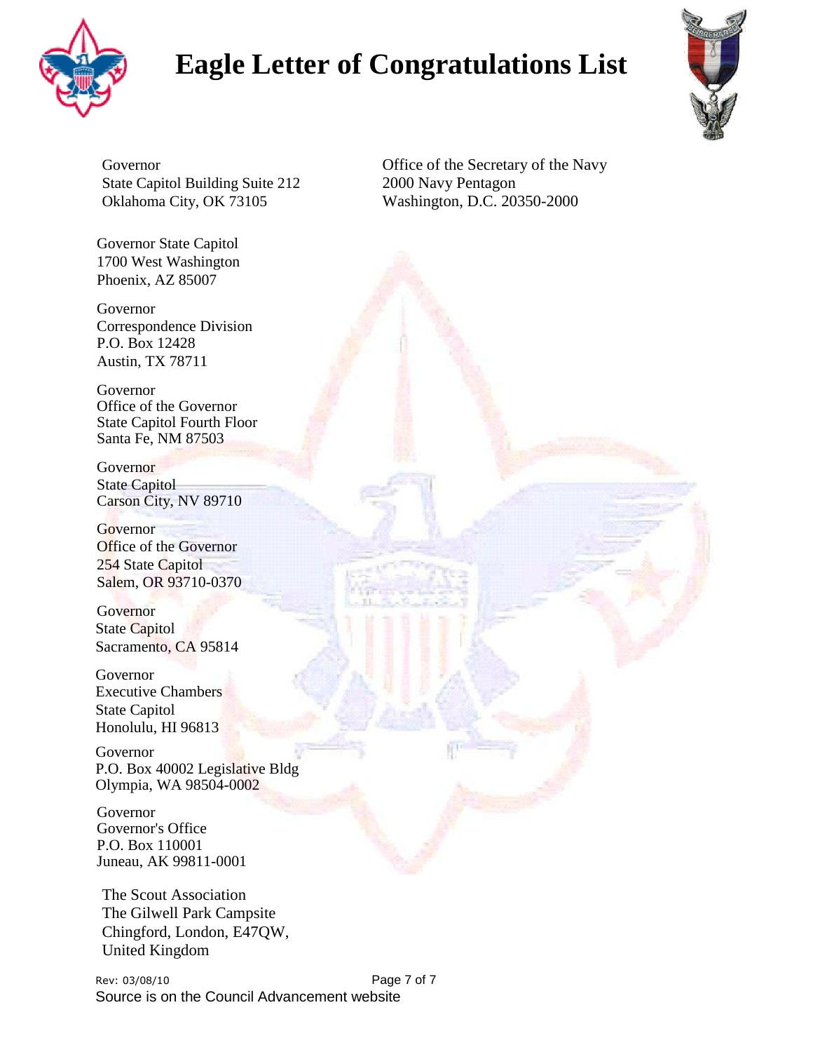# Eagle Letter of Congratulations List

Governor
State Capitol Building Suite 212
Oklahoma City, OK 73105

Office of the Secretary of the Navy
2000 Navy Pentagon
Washington, D.C. 20350-2000

Governor State Capitol
1700 West Washington
Phoenix, AZ 85007

Governor
Correspondence Division
P.O. Box 12428
Austin, TX 78711

Governor
Office of the Governor
State Capitol Fourth Floor
Santa Fe, NM 87503

Governor
State Capitol
Carson City, NV 89710

Governor
Office of the Governor
254 State Capitol
Salem, OR 93710-0370

Governor
State Capitol
Sacramento, CA 95814

Governor
Executive Chambers
State Capitol
Honolulu, HI 96813

Governor
P.O. Box 40002 Legislative Bldg
Olympia, WA 98504-0002

Governor
Governor's Office
P.O. Box 110001
Juneau, AK 99811-0001

The Scout Association
The Gilwell Park Campsite
Chingford, London, E47QW,
United Kingdom

Rev: 03/08/10
Source is on the Council Advancement website